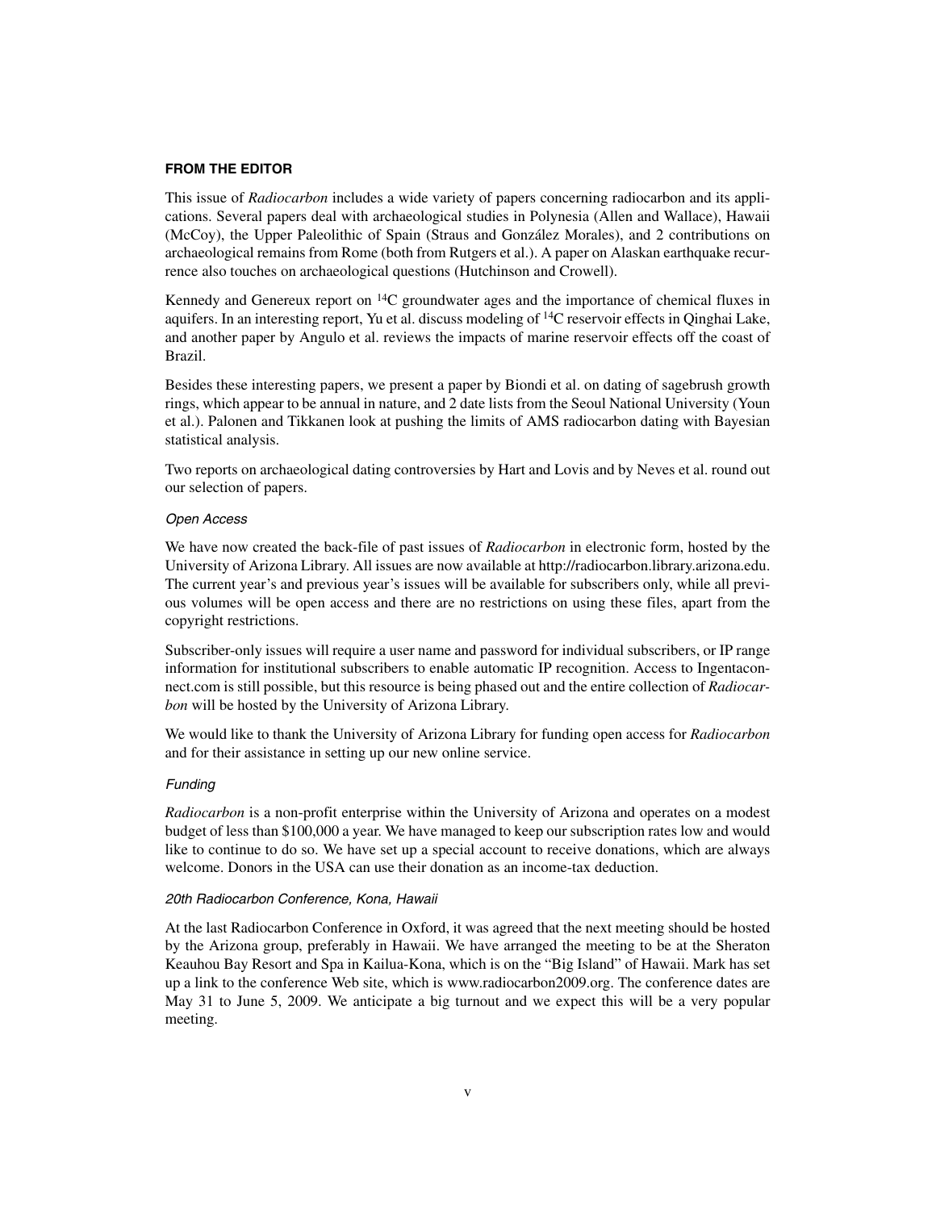## FROM THE EDITOR

This issue of *Radiocarbon* includes a wide variety of papers concerning radiocarbon and its applications. Several papers deal with archaeological studies in Polynesia (Allen and Wallace), Hawaii (McCoy), the Upper Paleolithic of Spain (Straus and González Morales), and 2 contributions on archaeological remains from Rome (both from Rutgers et al.). A paper on Alaskan earthquake recurrence also touches on archaeological questions (Hutchinson and Crowell).

Kennedy and Genereux report on $^{14}C$ groundwater ages and the importance of chemical fluxes in aquifers. In an interesting report, Yu et al. discuss modeling of $^{14}C$ reservoir effects in Qinghai Lake, and another paper by Angulo et al. reviews the impacts of marine reservoir effects off the coast of Brazil.

Besides these interesting papers, we present a paper by Biondi et al. on dating of sagebrush growth rings, which appear to be annual in nature, and 2 date lists from the Seoul National University (Youn et al.). Palonen and Tikkanen look at pushing the limits of AMS radiocarbon dating with Bayesian statistical analysis.

Two reports on archaeological dating controversies by Hart and Lovis and by Neves et al. round out our selection of papers.

### *Open Access*

We have now created the back-file of past issues of *Radiocarbon* in electronic form, hosted by the University of Arizona Library. All issues are now available at http://radiocarbon.library.arizona.edu. The current year's and previous year's issues will be available for subscribers only, while all previous volumes will be open access and there are no restrictions on using these files, apart from the copyright restrictions.

Subscriber-only issues will require a user name and password for individual subscribers, or IP range information for institutional subscribers to enable automatic IP recognition. Access to Ingentaconnect.com is still possible, but this resource is being phased out and the entire collection of *Radiocarbon* will be hosted by the University of Arizona Library.

We would like to thank the University of Arizona Library for funding open access for *Radiocarbon* and for their assistance in setting up our new online service.

### *Funding*

*Radiocarbon* is a non-profit enterprise within the University of Arizona and operates on a modest budget of less than $100,000 a year. We have managed to keep our subscription rates low and would like to continue to do so. We have set up a special account to receive donations, which are always welcome. Donors in the USA can use their donation as an income-tax deduction.

### *20th Radiocarbon Conference, Kona, Hawaii*

At the last Radiocarbon Conference in Oxford, it was agreed that the next meeting should be hosted by the Arizona group, preferably in Hawaii. We have arranged the meeting to be at the Sheraton Keauhou Bay Resort and Spa in Kailua-Kona, which is on the "Big Island" of Hawaii. Mark has set up a link to the conference Web site, which is www.radiocarbon2009.org. The conference dates are May 31 to June 5, 2009. We anticipate a big turnout and we expect this will be a very popular meeting.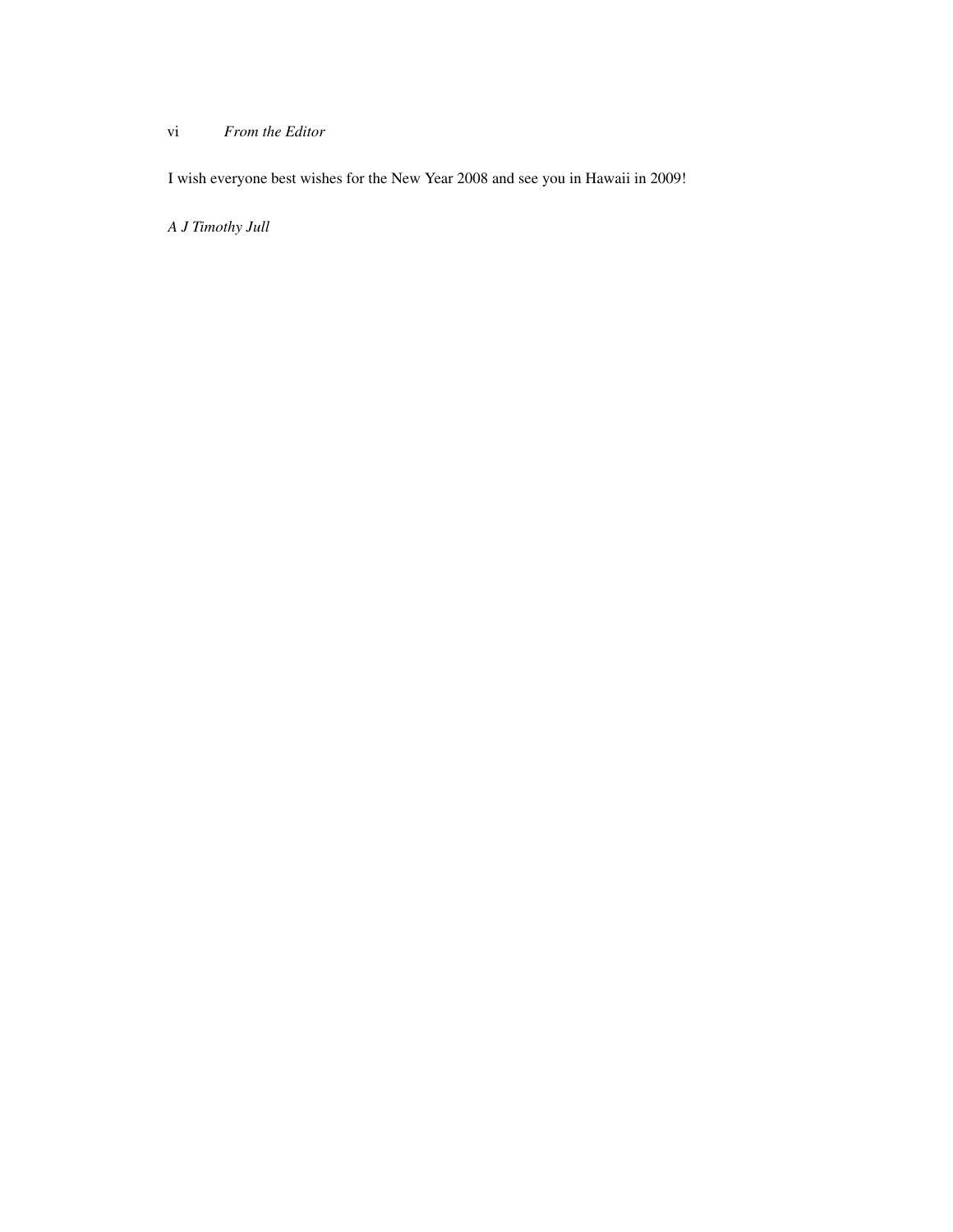I wish everyone best wishes for the New Year 2008 and see you in Hawaii in 2009!

*A J Timothy Jull*